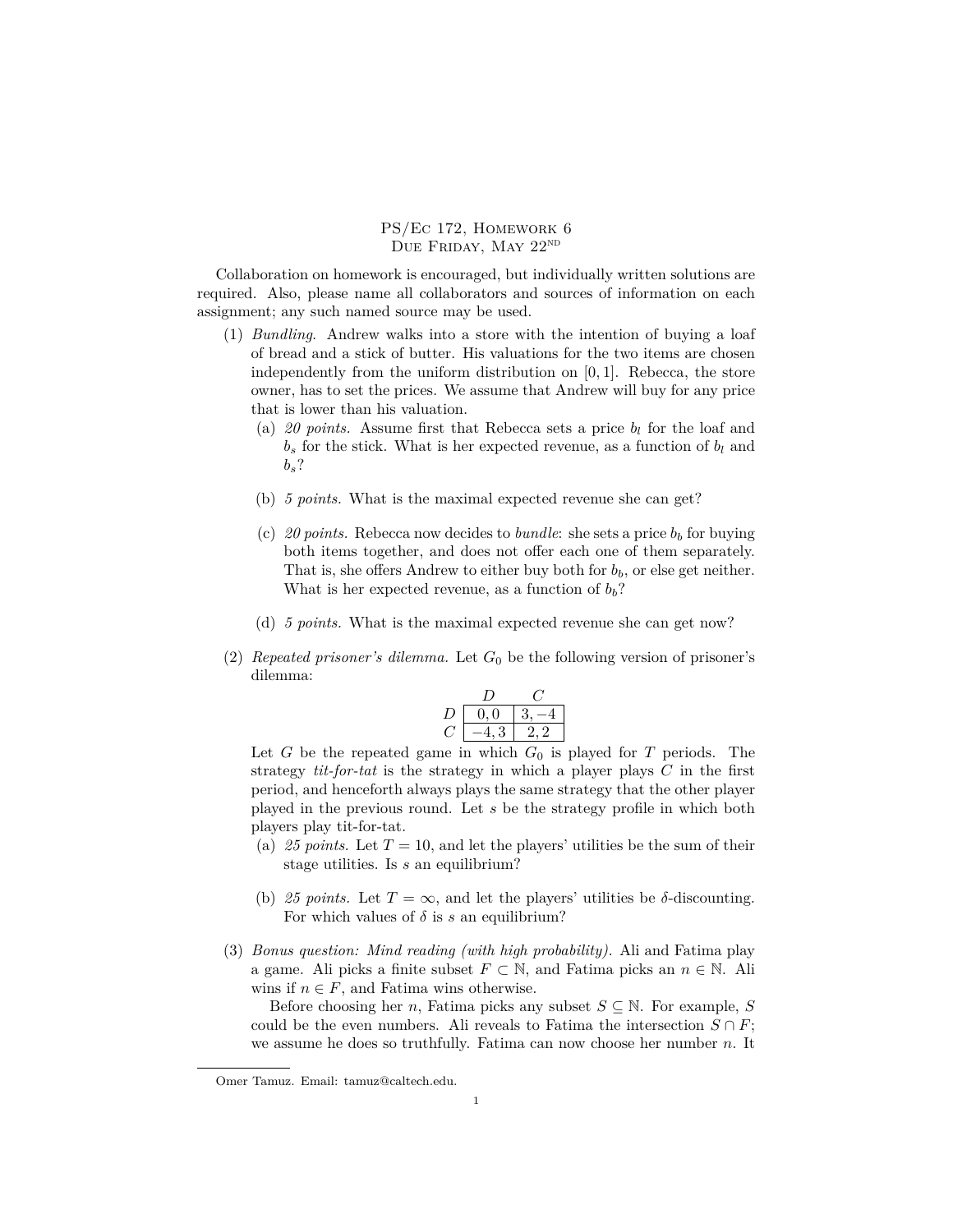# PS/Ec 172, Homework 6
## Due Friday, May 22nd

Collaboration on homework is encouraged, but individually written solutions are required. Also, please name all collaborators and sources of information on each assignment; any such named source may be used.

(1) *Bundling*. Andrew walks into a store with the intention of buying a loaf of bread and a stick of butter. His valuations for the two items are chosen independently from the uniform distribution on $[0,1]$. Rebecca, the store owner, has to set the prices. We assume that Andrew will buy for any price that is lower than his valuation.

(a) *20 points.* Assume first that Rebecca sets a price $b_l$ for the loaf and $b_s$ for the stick. What is her expected revenue, as a function of $b_l$ and $b_s$?

(b) *5 points.* What is the maximal expected revenue she can get?

(c) *20 points.* Rebecca now decides to *bundle*: she sets a price $b_b$ for buying both items together, and does not offer each one of them separately. That is, she offers Andrew to either buy both for $b_b$, or else get neither. What is her expected revenue, as a function of $b_b$?

(d) *5 points.* What is the maximal expected revenue she can get now?

(2) *Repeated prisoner's dilemma.* Let $G_0$ be the following version of prisoner's dilemma:

| | $D$ | $C$ |
|---|---|---|
| $D$ | $0,0$ | $3,-4$ |
| $C$ | $-4,3$ | $2,2$ |

Let $G$ be the repeated game in which $G_0$ is played for $T$ periods. The strategy *tit-for-tat* is the strategy in which a player plays $C$ in the first period, and henceforth always plays the same strategy that the other player played in the previous round. Let $s$ be the strategy profile in which both players play tit-for-tat.

(a) *25 points.* Let $T = 10$, and let the players' utilities be the sum of their stage utilities. Is $s$ an equilibrium?

(b) *25 points.* Let $T = \infty$, and let the players' utilities be $\delta$-discounting. For which values of $\delta$ is $s$ an equilibrium?

(3) *Bonus question: Mind reading (with high probability).* Ali and Fatima play a game. Ali picks a finite subset $F \subset \mathbb{N}$, and Fatima picks an $n \in \mathbb{N}$. Ali wins if $n \in F$, and Fatima wins otherwise.

Before choosing her $n$, Fatima picks any subset $S \subseteq \mathbb{N}$. For example, $S$ could be the even numbers. Ali reveals to Fatima the intersection $S \cap F$; we assume he does so truthfully. Fatima can now choose her number $n$. It

---

Omer Tamuz. Email: tamuz@caltech.edu.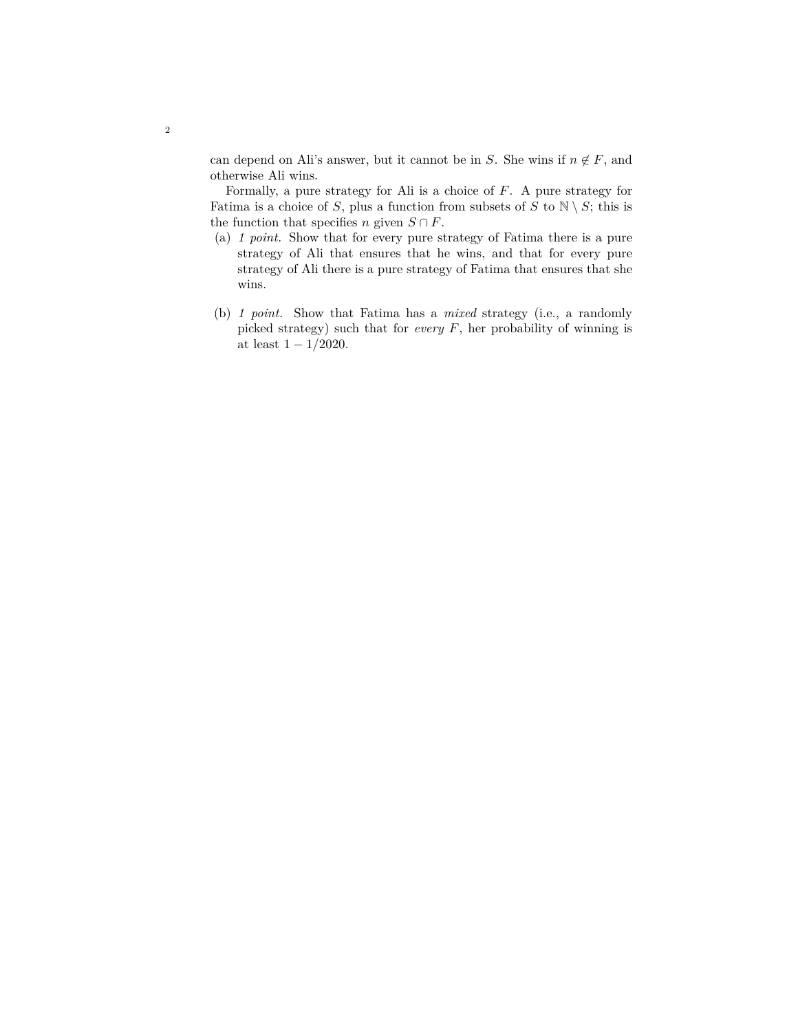can depend on Ali's answer, but it cannot be in $S$. She wins if $n \notin F$, and otherwise Ali wins.

Formally, a pure strategy for Ali is a choice of $F$. A pure strategy for Fatima is a choice of $S$, plus a function from subsets of $S$ to $\mathbb{N} \setminus S$; this is the function that specifies $n$ given $S \cap F$.

(a) *1 point.* Show that for every pure strategy of Fatima there is a pure strategy of Ali that ensures that he wins, and that for every pure strategy of Ali there is a pure strategy of Fatima that ensures that she wins.

(b) *1 point.* Show that Fatima has a *mixed* strategy (i.e., a randomly picked strategy) such that for *every* $F$, her probability of winning is at least $1 - 1/2020$.